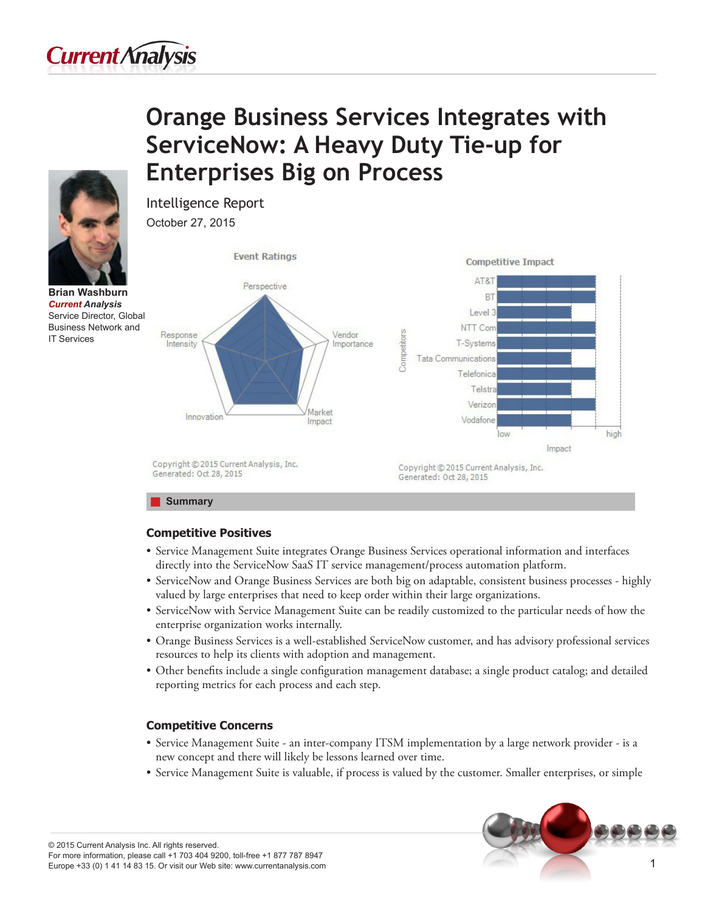# Orange Business Services Integrates with ServiceNow: A Heavy Duty Tie-up for Enterprises Big on Process

Intelligence Report

October 27, 2015

**Brian Washburn**
***Current Analysis***
Service Director, Global Business Network and IT Services

## Summary

### Competitive Positives

- Service Management Suite integrates Orange Business Services operational information and interfaces directly into the ServiceNow SaaS IT service management/process automation platform.
- ServiceNow and Orange Business Services are both big on adaptable, consistent business processes - highly valued by large enterprises that need to keep order within their large organizations.
- ServiceNow with Service Management Suite can be readily customized to the particular needs of how the enterprise organization works internally.
- Orange Business Services is a well-established ServiceNow customer, and has advisory professional services resources to help its clients with adoption and management.
- Other benefits include a single configuration management database; a single product catalog; and detailed reporting metrics for each process and each step.

### Competitive Concerns

- Service Management Suite - an inter-company ITSM implementation by a large network provider - is a new concept and there will likely be lessons learned over time.
- Service Management Suite is valuable, if process is valued by the customer. Smaller enterprises, or simple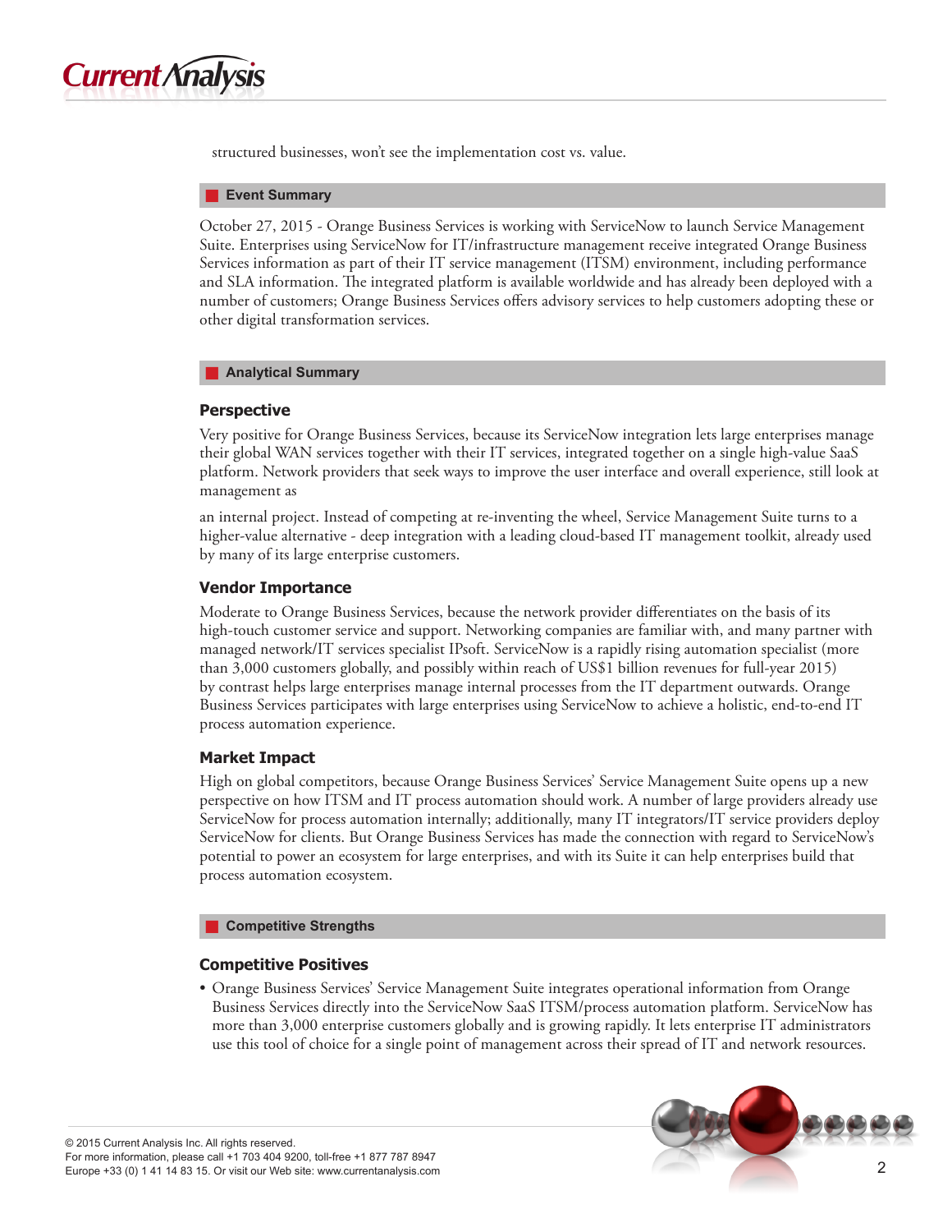structured businesses, won't see the implementation cost vs. value.

## Event Summary

October 27, 2015 - Orange Business Services is working with ServiceNow to launch Service Management Suite. Enterprises using ServiceNow for IT/infrastructure management receive integrated Orange Business Services information as part of their IT service management (ITSM) environment, including performance and SLA information. The integrated platform is available worldwide and has already been deployed with a number of customers; Orange Business Services offers advisory services to help customers adopting these or other digital transformation services.

## Analytical Summary

### Perspective

Very positive for Orange Business Services, because its ServiceNow integration lets large enterprises manage their global WAN services together with their IT services, integrated together on a single high-value SaaS platform. Network providers that seek ways to improve the user interface and overall experience, still look at management as

an internal project. Instead of competing at re-inventing the wheel, Service Management Suite turns to a higher-value alternative - deep integration with a leading cloud-based IT management toolkit, already used by many of its large enterprise customers.

### Vendor Importance

Moderate to Orange Business Services, because the network provider differentiates on the basis of its high-touch customer service and support. Networking companies are familiar with, and many partner with managed network/IT services specialist IPsoft. ServiceNow is a rapidly rising automation specialist (more than 3,000 customers globally, and possibly within reach of US$1 billion revenues for full-year 2015) by contrast helps large enterprises manage internal processes from the IT department outwards. Orange Business Services participates with large enterprises using ServiceNow to achieve a holistic, end-to-end IT process automation experience.

### Market Impact

High on global competitors, because Orange Business Services' Service Management Suite opens up a new perspective on how ITSM and IT process automation should work. A number of large providers already use ServiceNow for process automation internally; additionally, many IT integrators/IT service providers deploy ServiceNow for clients. But Orange Business Services has made the connection with regard to ServiceNow's potential to power an ecosystem for large enterprises, and with its Suite it can help enterprises build that process automation ecosystem.

## Competitive Strengths

### Competitive Positives

- Orange Business Services' Service Management Suite integrates operational information from Orange Business Services directly into the ServiceNow SaaS ITSM/process automation platform. ServiceNow has more than 3,000 enterprise customers globally and is growing rapidly. It lets enterprise IT administrators use this tool of choice for a single point of management across their spread of IT and network resources.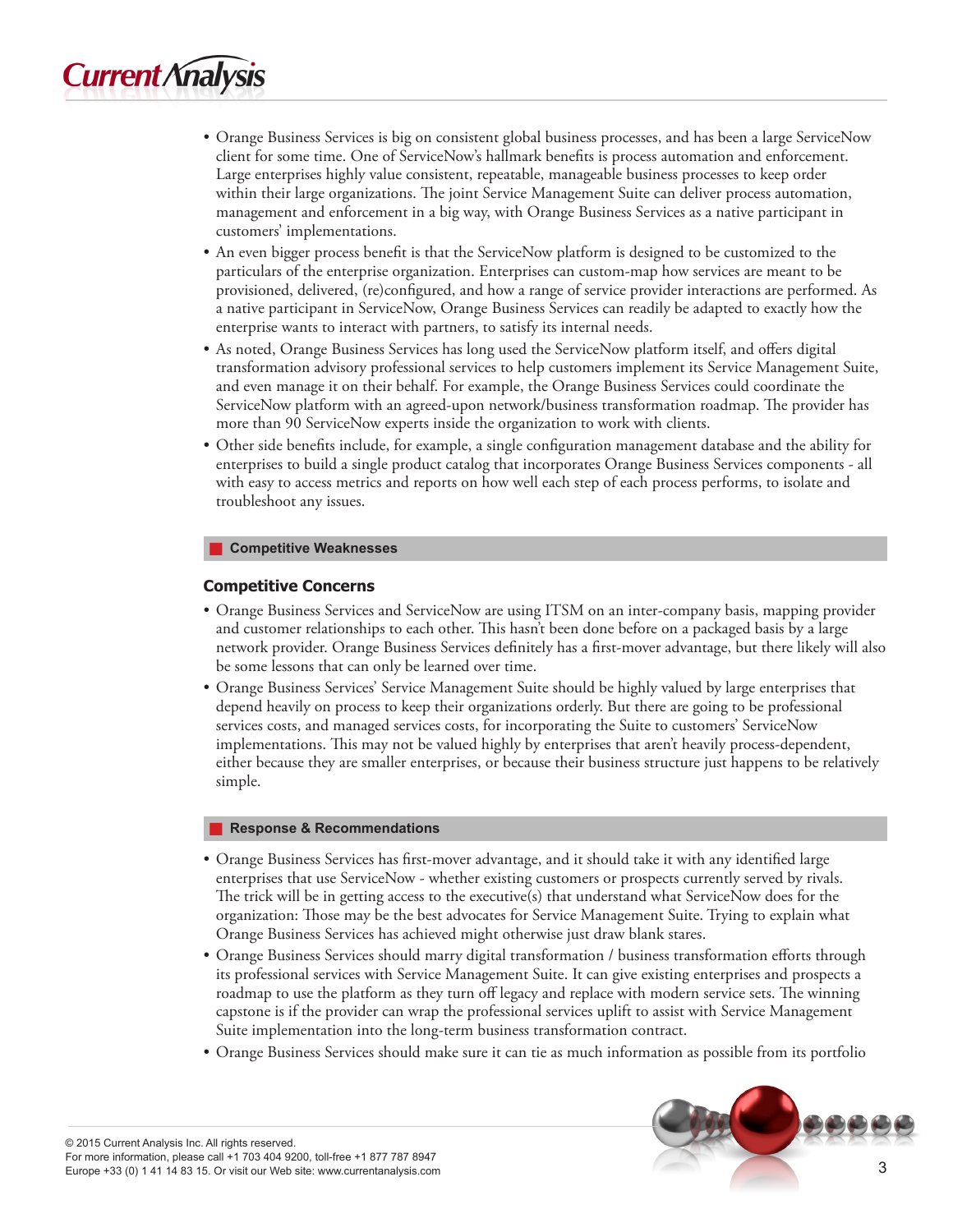- Orange Business Services is big on consistent global business processes, and has been a large ServiceNow client for some time. One of ServiceNow's hallmark benefits is process automation and enforcement. Large enterprises highly value consistent, repeatable, manageable business processes to keep order within their large organizations. The joint Service Management Suite can deliver process automation, management and enforcement in a big way, with Orange Business Services as a native participant in customers' implementations.
- An even bigger process benefit is that the ServiceNow platform is designed to be customized to the particulars of the enterprise organization. Enterprises can custom-map how services are meant to be provisioned, delivered, (re)configured, and how a range of service provider interactions are performed. As a native participant in ServiceNow, Orange Business Services can readily be adapted to exactly how the enterprise wants to interact with partners, to satisfy its internal needs.
- As noted, Orange Business Services has long used the ServiceNow platform itself, and offers digital transformation advisory professional services to help customers implement its Service Management Suite, and even manage it on their behalf. For example, the Orange Business Services could coordinate the ServiceNow platform with an agreed-upon network/business transformation roadmap. The provider has more than 90 ServiceNow experts inside the organization to work with clients.
- Other side benefits include, for example, a single configuration management database and the ability for enterprises to build a single product catalog that incorporates Orange Business Services components - all with easy to access metrics and reports on how well each step of each process performs, to isolate and troubleshoot any issues.

## Competitive Weaknesses

### Competitive Concerns

- Orange Business Services and ServiceNow are using ITSM on an inter-company basis, mapping provider and customer relationships to each other. This hasn't been done before on a packaged basis by a large network provider. Orange Business Services definitely has a first-mover advantage, but there likely will also be some lessons that can only be learned over time.
- Orange Business Services' Service Management Suite should be highly valued by large enterprises that depend heavily on process to keep their organizations orderly. But there are going to be professional services costs, and managed services costs, for incorporating the Suite to customers' ServiceNow implementations. This may not be valued highly by enterprises that aren't heavily process-dependent, either because they are smaller enterprises, or because their business structure just happens to be relatively simple.

## Response & Recommendations

- Orange Business Services has first-mover advantage, and it should take it with any identified large enterprises that use ServiceNow - whether existing customers or prospects currently served by rivals. The trick will be in getting access to the executive(s) that understand what ServiceNow does for the organization: Those may be the best advocates for Service Management Suite. Trying to explain what Orange Business Services has achieved might otherwise just draw blank stares.
- Orange Business Services should marry digital transformation / business transformation efforts through its professional services with Service Management Suite. It can give existing enterprises and prospects a roadmap to use the platform as they turn off legacy and replace with modern service sets. The winning capstone is if the provider can wrap the professional services uplift to assist with Service Management Suite implementation into the long-term business transformation contract.
- Orange Business Services should make sure it can tie as much information as possible from its portfolio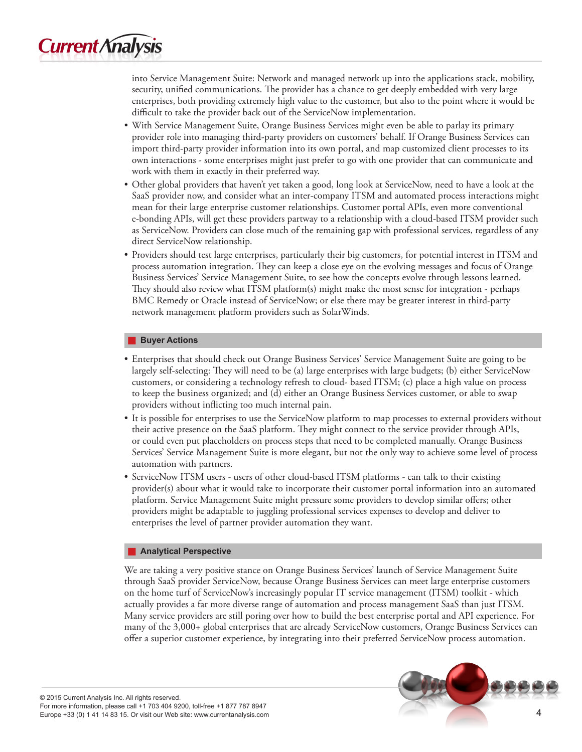into Service Management Suite: Network and managed network up into the applications stack, mobility, security, unified communications. The provider has a chance to get deeply embedded with very large enterprises, both providing extremely high value to the customer, but also to the point where it would be difficult to take the provider back out of the ServiceNow implementation.

- With Service Management Suite, Orange Business Services might even be able to parlay its primary provider role into managing third-party providers on customers' behalf. If Orange Business Services can import third-party provider information into its own portal, and map customized client processes to its own interactions - some enterprises might just prefer to go with one provider that can communicate and work with them in exactly in their preferred way.
- Other global providers that haven't yet taken a good, long look at ServiceNow, need to have a look at the SaaS provider now, and consider what an inter-company ITSM and automated process interactions might mean for their large enterprise customer relationships. Customer portal APIs, even more conventional e-bonding APIs, will get these providers partway to a relationship with a cloud-based ITSM provider such as ServiceNow. Providers can close much of the remaining gap with professional services, regardless of any direct ServiceNow relationship.
- Providers should test large enterprises, particularly their big customers, for potential interest in ITSM and process automation integration. They can keep a close eye on the evolving messages and focus of Orange Business Services' Service Management Suite, to see how the concepts evolve through lessons learned. They should also review what ITSM platform(s) might make the most sense for integration - perhaps BMC Remedy or Oracle instead of ServiceNow; or else there may be greater interest in third-party network management platform providers such as SolarWinds.

## Buyer Actions

- Enterprises that should check out Orange Business Services' Service Management Suite are going to be largely self-selecting: They will need to be (a) large enterprises with large budgets; (b) either ServiceNow customers, or considering a technology refresh to cloud- based ITSM; (c) place a high value on process to keep the business organized; and (d) either an Orange Business Services customer, or able to swap providers without inflicting too much internal pain.
- It is possible for enterprises to use the ServiceNow platform to map processes to external providers without their active presence on the SaaS platform. They might connect to the service provider through APIs, or could even put placeholders on process steps that need to be completed manually. Orange Business Services' Service Management Suite is more elegant, but not the only way to achieve some level of process automation with partners.
- ServiceNow ITSM users - users of other cloud-based ITSM platforms - can talk to their existing provider(s) about what it would take to incorporate their customer portal information into an automated platform. Service Management Suite might pressure some providers to develop similar offers; other providers might be adaptable to juggling professional services expenses to develop and deliver to enterprises the level of partner provider automation they want.

## Analytical Perspective

We are taking a very positive stance on Orange Business Services' launch of Service Management Suite through SaaS provider ServiceNow, because Orange Business Services can meet large enterprise customers on the home turf of ServiceNow's increasingly popular IT service management (ITSM) toolkit - which actually provides a far more diverse range of automation and process management SaaS than just ITSM. Many service providers are still poring over how to build the best enterprise portal and API experience. For many of the 3,000+ global enterprises that are already ServiceNow customers, Orange Business Services can offer a superior customer experience, by integrating into their preferred ServiceNow process automation.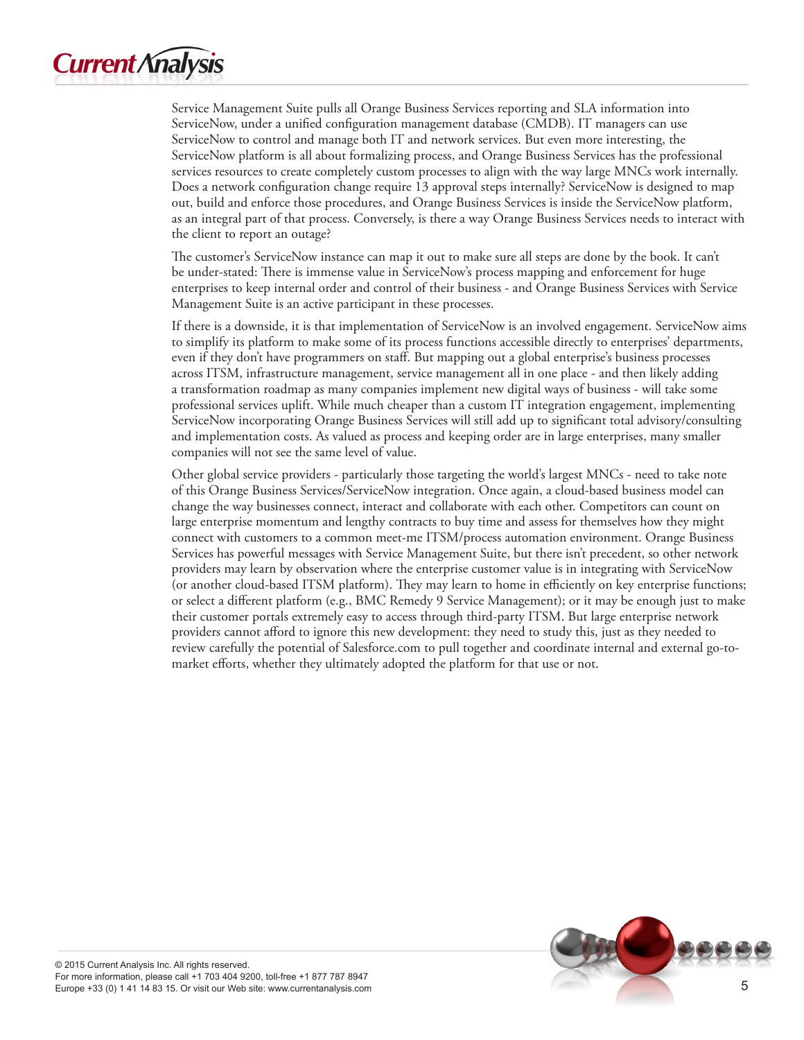Service Management Suite pulls all Orange Business Services reporting and SLA information into ServiceNow, under a unified configuration management database (CMDB). IT managers can use ServiceNow to control and manage both IT and network services. But even more interesting, the ServiceNow platform is all about formalizing process, and Orange Business Services has the professional services resources to create completely custom processes to align with the way large MNCs work internally. Does a network configuration change require 13 approval steps internally? ServiceNow is designed to map out, build and enforce those procedures, and Orange Business Services is inside the ServiceNow platform, as an integral part of that process. Conversely, is there a way Orange Business Services needs to interact with the client to report an outage?

The customer's ServiceNow instance can map it out to make sure all steps are done by the book. It can't be under-stated: There is immense value in ServiceNow's process mapping and enforcement for huge enterprises to keep internal order and control of their business - and Orange Business Services with Service Management Suite is an active participant in these processes.

If there is a downside, it is that implementation of ServiceNow is an involved engagement. ServiceNow aims to simplify its platform to make some of its process functions accessible directly to enterprises' departments, even if they don't have programmers on staff. But mapping out a global enterprise's business processes across ITSM, infrastructure management, service management all in one place - and then likely adding a transformation roadmap as many companies implement new digital ways of business - will take some professional services uplift. While much cheaper than a custom IT integration engagement, implementing ServiceNow incorporating Orange Business Services will still add up to significant total advisory/consulting and implementation costs. As valued as process and keeping order are in large enterprises, many smaller companies will not see the same level of value.

Other global service providers - particularly those targeting the world's largest MNCs - need to take note of this Orange Business Services/ServiceNow integration. Once again, a cloud-based business model can change the way businesses connect, interact and collaborate with each other. Competitors can count on large enterprise momentum and lengthy contracts to buy time and assess for themselves how they might connect with customers to a common meet-me ITSM/process automation environment. Orange Business Services has powerful messages with Service Management Suite, but there isn't precedent, so other network providers may learn by observation where the enterprise customer value is in integrating with ServiceNow (or another cloud-based ITSM platform). They may learn to home in efficiently on key enterprise functions; or select a different platform (e.g., BMC Remedy 9 Service Management); or it may be enough just to make their customer portals extremely easy to access through third-party ITSM. But large enterprise network providers cannot afford to ignore this new development: they need to study this, just as they needed to review carefully the potential of Salesforce.com to pull together and coordinate internal and external go-to-market efforts, whether they ultimately adopted the platform for that use or not.